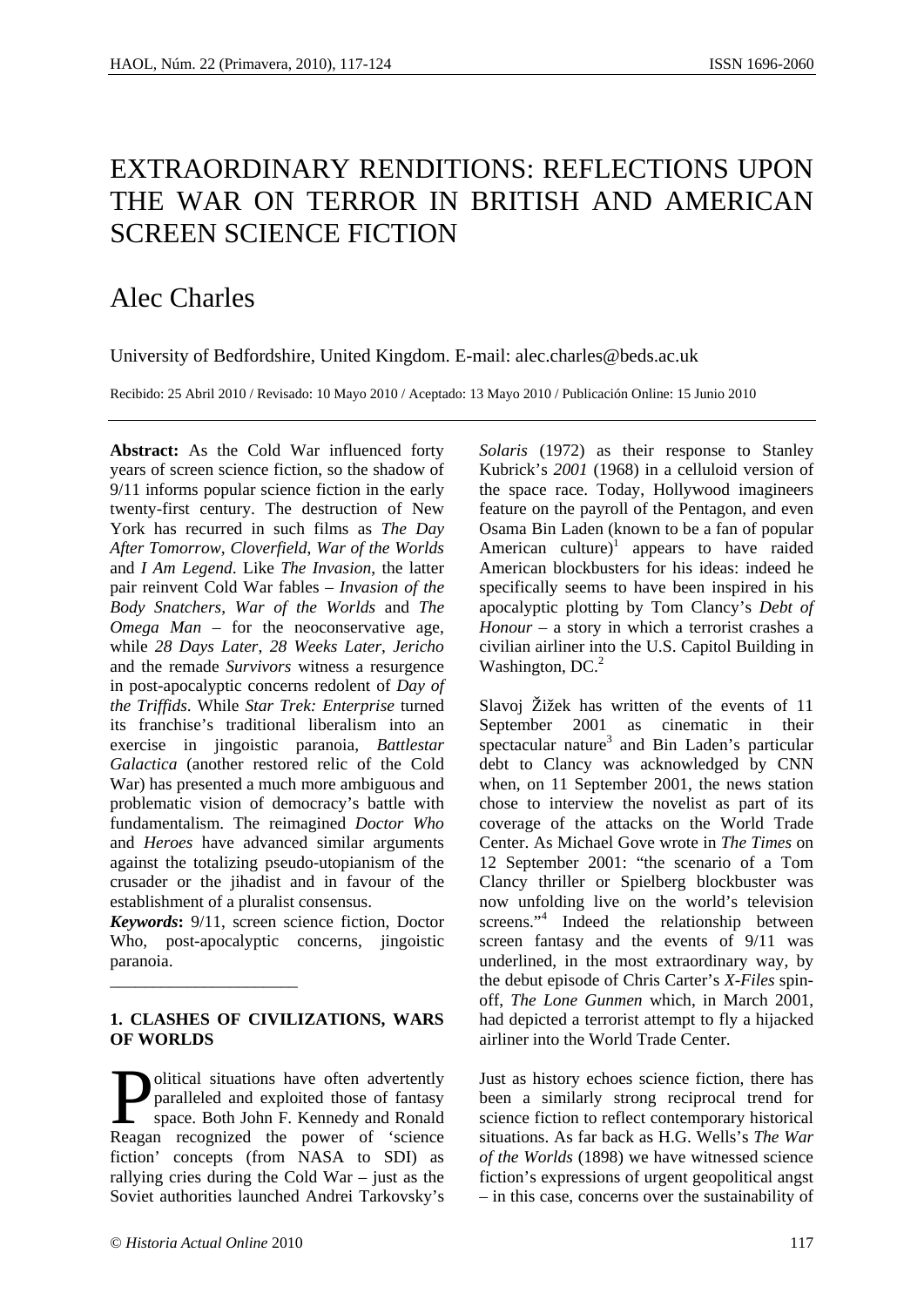# EXTRAORDINARY RENDITIONS: REFLECTIONS UPON THE WAR ON TERROR IN BRITISH AND AMERICAN SCREEN SCIENCE FICTION

## Alec Charles

University of Bedfordshire, United Kingdom. E-mail: alec.charles@beds.ac.uk

Recibido: 25 Abril 2010 / Revisado: 10 Mayo 2010 / Aceptado: 13 Mayo 2010 / Publicación Online: 15 Junio 2010

**Abstract:** As the Cold War influenced forty years of screen science fiction, so the shadow of 9/11 informs popular science fiction in the early twenty-first century. The destruction of New York has recurred in such films as *The Day After Tomorrow*, *Cloverfield*, *War of the Worlds* and *I Am Legend*. Like *The Invasion*, the latter pair reinvent Cold War fables – *Invasion of the Body Snatchers*, *War of the Worlds* and *The Omega Man* – for the neoconservative age, while *28 Days Later*, *28 Weeks Later*, *Jericho* and the remade *Survivors* witness a resurgence in post-apocalyptic concerns redolent of *Day of the Triffids*. While *Star Trek: Enterprise* turned its franchise's traditional liberalism into an exercise in jingoistic paranoia, *Battlestar Galactica* (another restored relic of the Cold War) has presented a much more ambiguous and problematic vision of democracy's battle with fundamentalism. The reimagined *Doctor Who* and *Heroes* have advanced similar arguments against the totalizing pseudo-utopianism of the crusader or the jihadist and in favour of the establishment of a pluralist consensus.

***Keywords*:** 9/11, screen science fiction, Doctor Who, post-apocalyptic concerns, jingoistic paranoia.

---

### 1. CLASHES OF CIVILIZATIONS, WARS OF WORLDS

Political situations have often advertently paralleled and exploited those of fantasy space. Both John F. Kennedy and Ronald Reagan recognized the power of 'science fiction' concepts (from NASA to SDI) as rallying cries during the Cold War – just as the Soviet authorities launched Andrei Tarkovsky's *Solaris* (1972) as their response to Stanley Kubrick's *2001* (1968) in a celluloid version of the space race. Today, Hollywood imagineers feature on the payroll of the Pentagon, and even Osama Bin Laden (known to be a fan of popular American culture)[1] appears to have raided American blockbusters for his ideas: indeed he specifically seems to have been inspired in his apocalyptic plotting by Tom Clancy's *Debt of Honour* – a story in which a terrorist crashes a civilian airliner into the U.S. Capitol Building in Washington, DC.[2]

Slavoj Žižek has written of the events of 11 September 2001 as cinematic in their spectacular nature[3] and Bin Laden's particular debt to Clancy was acknowledged by CNN when, on 11 September 2001, the news station chose to interview the novelist as part of its coverage of the attacks on the World Trade Center. As Michael Gove wrote in *The Times* on 12 September 2001: "the scenario of a Tom Clancy thriller or Spielberg blockbuster was now unfolding live on the world's television screens."[4] Indeed the relationship between screen fantasy and the events of 9/11 was underlined, in the most extraordinary way, by the debut episode of Chris Carter's *X-Files* spin-off, *The Lone Gunmen* which, in March 2001, had depicted a terrorist attempt to fly a hijacked airliner into the World Trade Center.

Just as history echoes science fiction, there has been a similarly strong reciprocal trend for science fiction to reflect contemporary historical situations. As far back as H.G. Wells's *The War of the Worlds* (1898) we have witnessed science fiction's expressions of urgent geopolitical angst – in this case, concerns over the sustainability of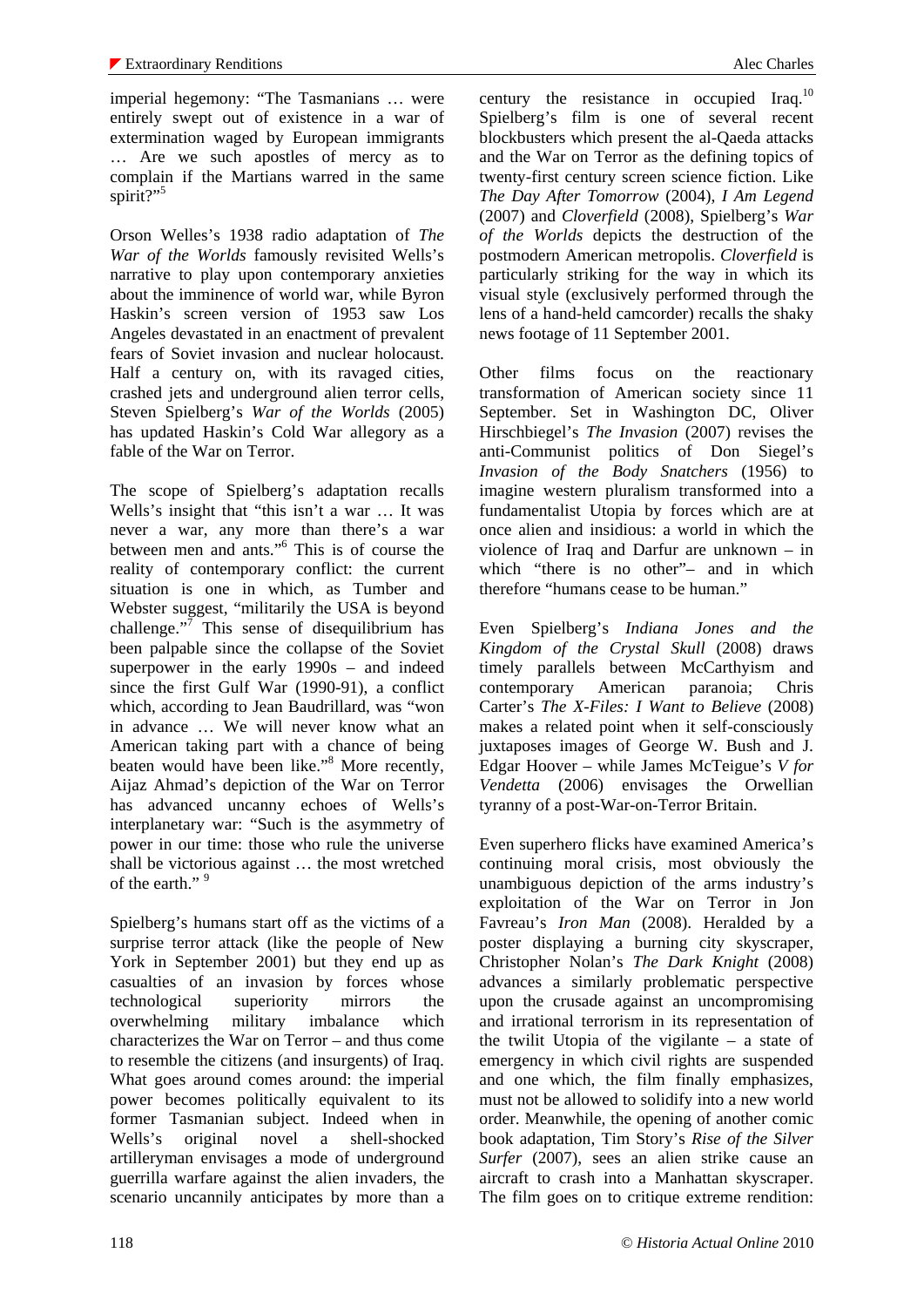imperial hegemony: "The Tasmanians … were entirely swept out of existence in a war of extermination waged by European immigrants … Are we such apostles of mercy as to complain if the Martians warred in the same spirit?"[5]

Orson Welles's 1938 radio adaptation of *The War of the Worlds* famously revisited Wells's narrative to play upon contemporary anxieties about the imminence of world war, while Byron Haskin's screen version of 1953 saw Los Angeles devastated in an enactment of prevalent fears of Soviet invasion and nuclear holocaust. Half a century on, with its ravaged cities, crashed jets and underground alien terror cells, Steven Spielberg's *War of the Worlds* (2005) has updated Haskin's Cold War allegory as a fable of the War on Terror.

The scope of Spielberg's adaptation recalls Wells's insight that "this isn't a war … It was never a war, any more than there's a war between men and ants."[6] This is of course the reality of contemporary conflict: the current situation is one in which, as Tumber and Webster suggest, "militarily the USA is beyond challenge."[7] This sense of disequilibrium has been palpable since the collapse of the Soviet superpower in the early 1990s – and indeed since the first Gulf War (1990-91), a conflict which, according to Jean Baudrillard, was "won in advance … We will never know what an American taking part with a chance of being beaten would have been like."[8] More recently, Aijaz Ahmad's depiction of the War on Terror has advanced uncanny echoes of Wells's interplanetary war: "Such is the asymmetry of power in our time: those who rule the universe shall be victorious against … the most wretched of the earth." [9]

Spielberg's humans start off as the victims of a surprise terror attack (like the people of New York in September 2001) but they end up as casualties of an invasion by forces whose technological superiority mirrors the overwhelming military imbalance which characterizes the War on Terror – and thus come to resemble the citizens (and insurgents) of Iraq. What goes around comes around: the imperial power becomes politically equivalent to its former Tasmanian subject. Indeed when in Wells's original novel a shell-shocked artilleryman envisages a mode of underground guerrilla warfare against the alien invaders, the scenario uncannily anticipates by more than a century the resistance in occupied Iraq.[10] Spielberg's film is one of several recent blockbusters which present the al-Qaeda attacks and the War on Terror as the defining topics of twenty-first century screen science fiction. Like *The Day After Tomorrow* (2004), *I Am Legend* (2007) and *Cloverfield* (2008), Spielberg's *War of the Worlds* depicts the destruction of the postmodern American metropolis. *Cloverfield* is particularly striking for the way in which its visual style (exclusively performed through the lens of a hand-held camcorder) recalls the shaky news footage of 11 September 2001.

Other films focus on the reactionary transformation of American society since 11 September. Set in Washington DC, Oliver Hirschbiegel's *The Invasion* (2007) revises the anti-Communist politics of Don Siegel's *Invasion of the Body Snatchers* (1956) to imagine western pluralism transformed into a fundamentalist Utopia by forces which are at once alien and insidious: a world in which the violence of Iraq and Darfur are unknown – in which "there is no other"– and in which therefore "humans cease to be human."

Even Spielberg's *Indiana Jones and the Kingdom of the Crystal Skull* (2008) draws timely parallels between McCarthyism and contemporary American paranoia; Chris Carter's *The X-Files: I Want to Believe* (2008) makes a related point when it self-consciously juxtaposes images of George W. Bush and J. Edgar Hoover – while James McTeigue's *V for Vendetta* (2006) envisages the Orwellian tyranny of a post-War-on-Terror Britain.

Even superhero flicks have examined America's continuing moral crisis, most obviously the unambiguous depiction of the arms industry's exploitation of the War on Terror in Jon Favreau's *Iron Man* (2008). Heralded by a poster displaying a burning city skyscraper, Christopher Nolan's *The Dark Knight* (2008) advances a similarly problematic perspective upon the crusade against an uncompromising and irrational terrorism in its representation of the twilit Utopia of the vigilante – a state of emergency in which civil rights are suspended and one which, the film finally emphasizes, must not be allowed to solidify into a new world order. Meanwhile, the opening of another comic book adaptation, Tim Story's *Rise of the Silver Surfer* (2007), sees an alien strike cause an aircraft to crash into a Manhattan skyscraper. The film goes on to critique extreme rendition: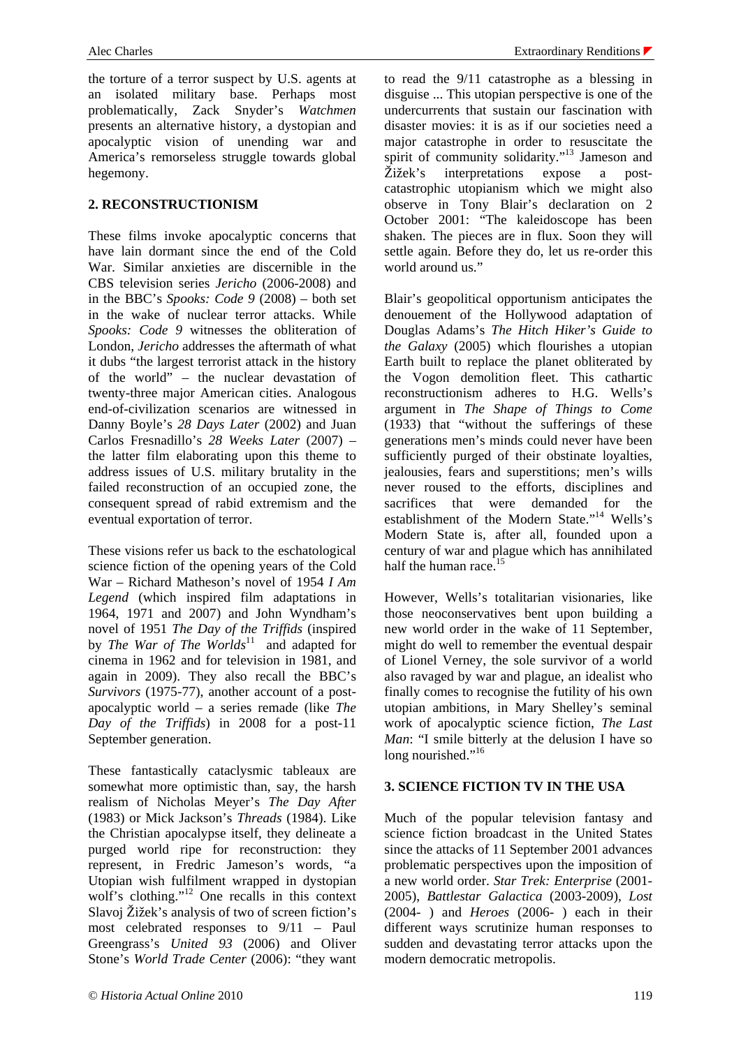the torture of a terror suspect by U.S. agents at an isolated military base. Perhaps most problematically, Zack Snyder's *Watchmen* presents an alternative history, a dystopian and apocalyptic vision of unending war and America's remorseless struggle towards global hegemony.

## 2. RECONSTRUCTIONISM

These films invoke apocalyptic concerns that have lain dormant since the end of the Cold War. Similar anxieties are discernible in the CBS television series *Jericho* (2006-2008) and in the BBC's *Spooks: Code 9* (2008) – both set in the wake of nuclear terror attacks. While *Spooks: Code 9* witnesses the obliteration of London, *Jericho* addresses the aftermath of what it dubs "the largest terrorist attack in the history of the world" – the nuclear devastation of twenty-three major American cities. Analogous end-of-civilization scenarios are witnessed in Danny Boyle's *28 Days Later* (2002) and Juan Carlos Fresnadillo's *28 Weeks Later* (2007) – the latter film elaborating upon this theme to address issues of U.S. military brutality in the failed reconstruction of an occupied zone, the consequent spread of rabid extremism and the eventual exportation of terror.

These visions refer us back to the eschatological science fiction of the opening years of the Cold War – Richard Matheson's novel of 1954 *I Am Legend* (which inspired film adaptations in 1964, 1971 and 2007) and John Wyndham's novel of 1951 *The Day of the Triffids* (inspired by *The War of The Worlds*[11] and adapted for cinema in 1962 and for television in 1981, and again in 2009). They also recall the BBC's *Survivors* (1975-77), another account of a post-apocalyptic world – a series remade (like *The Day of the Triffids*) in 2008 for a post-11 September generation.

These fantastically cataclysmic tableaux are somewhat more optimistic than, say, the harsh realism of Nicholas Meyer's *The Day After* (1983) or Mick Jackson's *Threads* (1984). Like the Christian apocalypse itself, they delineate a purged world ripe for reconstruction: they represent, in Fredric Jameson's words, "a Utopian wish fulfilment wrapped in dystopian wolf's clothing."[12] One recalls in this context Slavoj Žižek's analysis of two of screen fiction's most celebrated responses to 9/11 – Paul Greengrass's *United 93* (2006) and Oliver Stone's *World Trade Center* (2006): "they want to read the 9/11 catastrophe as a blessing in disguise ... This utopian perspective is one of the undercurrents that sustain our fascination with disaster movies: it is as if our societies need a major catastrophe in order to resuscitate the spirit of community solidarity."[13] Jameson and Žižek's interpretations expose a post-catastrophic utopianism which we might also observe in Tony Blair's declaration on 2 October 2001: "The kaleidoscope has been shaken. The pieces are in flux. Soon they will settle again. Before they do, let us re-order this world around us."

Blair's geopolitical opportunism anticipates the denouement of the Hollywood adaptation of Douglas Adams's *The Hitch Hiker's Guide to the Galaxy* (2005) which flourishes a utopian Earth built to replace the planet obliterated by the Vogon demolition fleet. This cathartic reconstructionism adheres to H.G. Wells's argument in *The Shape of Things to Come* (1933) that "without the sufferings of these generations men's minds could never have been sufficiently purged of their obstinate loyalties, jealousies, fears and superstitions; men's wills never roused to the efforts, disciplines and sacrifices that were demanded for the establishment of the Modern State."[14] Wells's Modern State is, after all, founded upon a century of war and plague which has annihilated half the human race.[15]

However, Wells's totalitarian visionaries, like those neoconservatives bent upon building a new world order in the wake of 11 September, might do well to remember the eventual despair of Lionel Verney, the sole survivor of a world also ravaged by war and plague, an idealist who finally comes to recognise the futility of his own utopian ambitions, in Mary Shelley's seminal work of apocalyptic science fiction, *The Last Man*: "I smile bitterly at the delusion I have so long nourished."[16]

## 3. SCIENCE FICTION TV IN THE USA

Much of the popular television fantasy and science fiction broadcast in the United States since the attacks of 11 September 2001 advances problematic perspectives upon the imposition of a new world order. *Star Trek: Enterprise* (2001-2005), *Battlestar Galactica* (2003-2009), *Lost* (2004- ) and *Heroes* (2006- ) each in their different ways scrutinize human responses to sudden and devastating terror attacks upon the modern democratic metropolis.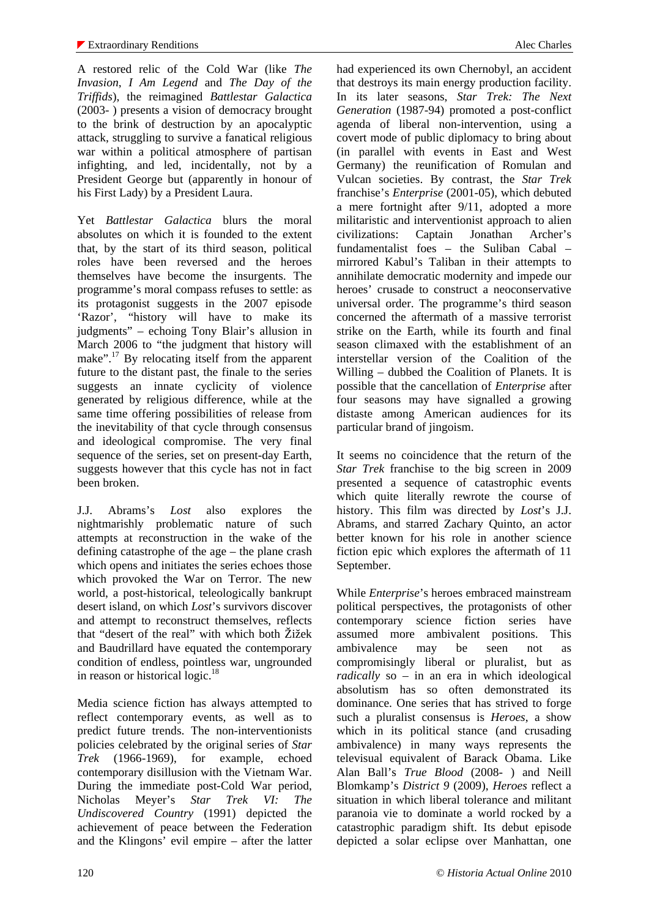A restored relic of the Cold War (like *The Invasion*, *I Am Legend* and *The Day of the Triffids*), the reimagined *Battlestar Galactica* (2003- ) presents a vision of democracy brought to the brink of destruction by an apocalyptic attack, struggling to survive a fanatical religious war within a political atmosphere of partisan infighting, and led, incidentally, not by a President George but (apparently in honour of his First Lady) by a President Laura.

Yet *Battlestar Galactica* blurs the moral absolutes on which it is founded to the extent that, by the start of its third season, political roles have been reversed and the heroes themselves have become the insurgents. The programme's moral compass refuses to settle: as its protagonist suggests in the 2007 episode 'Razor', "history will have to make its judgments" – echoing Tony Blair's allusion in March 2006 to "the judgment that history will make".[17] By relocating itself from the apparent future to the distant past, the finale to the series suggests an innate cyclicity of violence generated by religious difference, while at the same time offering possibilities of release from the inevitability of that cycle through consensus and ideological compromise. The very final sequence of the series, set on present-day Earth, suggests however that this cycle has not in fact been broken.

J.J. Abrams's *Lost* also explores the nightmarishly problematic nature of such attempts at reconstruction in the wake of the defining catastrophe of the age – the plane crash which opens and initiates the series echoes those which provoked the War on Terror. The new world, a post-historical, teleologically bankrupt desert island, on which *Lost*'s survivors discover and attempt to reconstruct themselves, reflects that "desert of the real" with which both Žižek and Baudrillard have equated the contemporary condition of endless, pointless war, ungrounded in reason or historical logic.[18]

Media science fiction has always attempted to reflect contemporary events, as well as to predict future trends. The non-interventionists policies celebrated by the original series of *Star Trek* (1966-1969), for example, echoed contemporary disillusion with the Vietnam War. During the immediate post-Cold War period, Nicholas Meyer's *Star Trek VI: The Undiscovered Country* (1991) depicted the achievement of peace between the Federation and the Klingons' evil empire – after the latter had experienced its own Chernobyl, an accident that destroys its main energy production facility. In its later seasons, *Star Trek: The Next Generation* (1987-94) promoted a post-conflict agenda of liberal non-intervention, using a covert mode of public diplomacy to bring about (in parallel with events in East and West Germany) the reunification of Romulan and Vulcan societies. By contrast, the *Star Trek* franchise's *Enterprise* (2001-05), which debuted a mere fortnight after 9/11, adopted a more militaristic and interventionist approach to alien civilizations: Captain Jonathan Archer's fundamentalist foes – the Suliban Cabal – mirrored Kabul's Taliban in their attempts to annihilate democratic modernity and impede our heroes' crusade to construct a neoconservative universal order. The programme's third season concerned the aftermath of a massive terrorist strike on the Earth, while its fourth and final season climaxed with the establishment of an interstellar version of the Coalition of the Willing – dubbed the Coalition of Planets. It is possible that the cancellation of *Enterprise* after four seasons may have signalled a growing distaste among American audiences for its particular brand of jingoism.

It seems no coincidence that the return of the *Star Trek* franchise to the big screen in 2009 presented a sequence of catastrophic events which quite literally rewrote the course of history. This film was directed by *Lost*'s J.J. Abrams, and starred Zachary Quinto, an actor better known for his role in another science fiction epic which explores the aftermath of 11 September.

While *Enterprise*'s heroes embraced mainstream political perspectives, the protagonists of other contemporary science fiction series have assumed more ambivalent positions. This ambivalence may be seen not as compromisingly liberal or pluralist, but as *radically* so – in an era in which ideological absolutism has so often demonstrated its dominance. One series that has strived to forge such a pluralist consensus is *Heroes*, a show which in its political stance (and crusading ambivalence) in many ways represents the televisual equivalent of Barack Obama. Like Alan Ball's *True Blood* (2008- ) and Neill Blomkamp's *District 9* (2009), *Heroes* reflect a situation in which liberal tolerance and militant paranoia vie to dominate a world rocked by a catastrophic paradigm shift. Its debut episode depicted a solar eclipse over Manhattan, one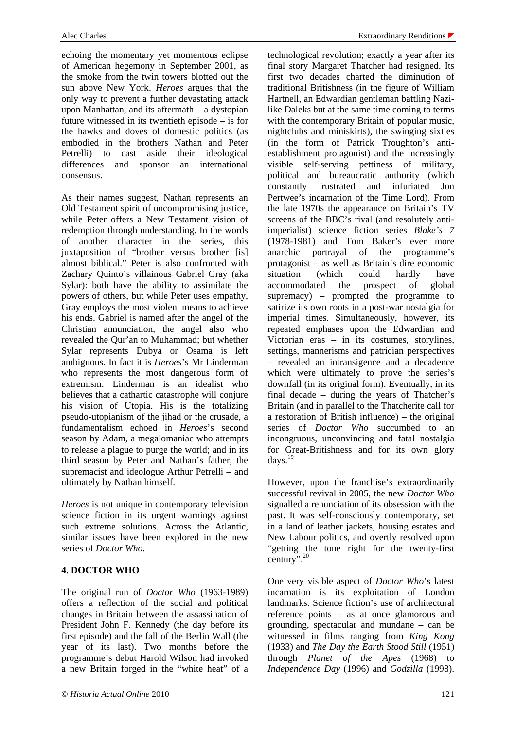echoing the momentary yet momentous eclipse of American hegemony in September 2001, as the smoke from the twin towers blotted out the sun above New York. *Heroes* argues that the only way to prevent a further devastating attack upon Manhattan, and its aftermath – a dystopian future witnessed in its twentieth episode – is for the hawks and doves of domestic politics (as embodied in the brothers Nathan and Peter Petrelli) to cast aside their ideological differences and sponsor an international consensus.

As their names suggest, Nathan represents an Old Testament spirit of uncompromising justice, while Peter offers a New Testament vision of redemption through understanding. In the words of another character in the series, this juxtaposition of "brother versus brother [is] almost biblical." Peter is also confronted with Zachary Quinto's villainous Gabriel Gray (aka Sylar): both have the ability to assimilate the powers of others, but while Peter uses empathy, Gray employs the most violent means to achieve his ends. Gabriel is named after the angel of the Christian annunciation, the angel who revealed the Qur'an to Muhammad; but whether Sylar represents Dubya or Osama is left ambiguous. In fact it is *Heroes*'s Mr Linderman who represents the most dangerous form of extremism. Linderman is an idealist who believes that a cathartic catastrophe will conjure his vision of Utopia. His is the totalizing pseudo-utopianism of the jihad or the crusade, a fundamentalism echoed in *Heroes*'s second season by Adam, a megalomaniac who attempts to release a plague to purge the world; and in its third season by Peter and Nathan's father, the supremacist and ideologue Arthur Petrelli – and ultimately by Nathan himself.

*Heroes* is not unique in contemporary television science fiction in its urgent warnings against such extreme solutions. Across the Atlantic, similar issues have been explored in the new series of *Doctor Who*.

## 4. DOCTOR WHO

The original run of *Doctor Who* (1963-1989) offers a reflection of the social and political changes in Britain between the assassination of President John F. Kennedy (the day before its first episode) and the fall of the Berlin Wall (the year of its last). Two months before the programme's debut Harold Wilson had invoked a new Britain forged in the "white heat" of a technological revolution; exactly a year after its final story Margaret Thatcher had resigned. Its first two decades charted the diminution of traditional Britishness (in the figure of William Hartnell, an Edwardian gentleman battling Nazi-like Daleks but at the same time coming to terms with the contemporary Britain of popular music, nightclubs and miniskirts), the swinging sixties (in the form of Patrick Troughton's anti-establishment protagonist) and the increasingly visible self-serving pettiness of military, political and bureaucratic authority (which constantly frustrated and infuriated Jon Pertwee's incarnation of the Time Lord). From the late 1970s the appearance on Britain's TV screens of the BBC's rival (and resolutely anti-imperialist) science fiction series *Blake's 7* (1978-1981) and Tom Baker's ever more anarchic portrayal of the programme's protagonist – as well as Britain's dire economic situation (which could hardly have accommodated the prospect of global supremacy) – prompted the programme to satirize its own roots in a post-war nostalgia for imperial times. Simultaneously, however, its repeated emphases upon the Edwardian and Victorian eras – in its costumes, storylines, settings, mannerisms and patrician perspectives – revealed an intransigence and a decadence which were ultimately to prove the series's downfall (in its original form). Eventually, in its final decade – during the years of Thatcher's Britain (and in parallel to the Thatcherite call for a restoration of British influence) – the original series of *Doctor Who* succumbed to an incongruous, unconvincing and fatal nostalgia for Great-Britishness and for its own glory days.[19]

However, upon the franchise's extraordinarily successful revival in 2005, the new *Doctor Who* signalled a renunciation of its obsession with the past. It was self-consciously contemporary, set in a land of leather jackets, housing estates and New Labour politics, and overtly resolved upon "getting the tone right for the twenty-first century".[20]

One very visible aspect of *Doctor Who*'s latest incarnation is its exploitation of London landmarks. Science fiction's use of architectural reference points – as at once glamorous and grounding, spectacular and mundane – can be witnessed in films ranging from *King Kong* (1933) and *The Day the Earth Stood Still* (1951) through *Planet of the Apes* (1968) to *Independence Day* (1996) and *Godzilla* (1998).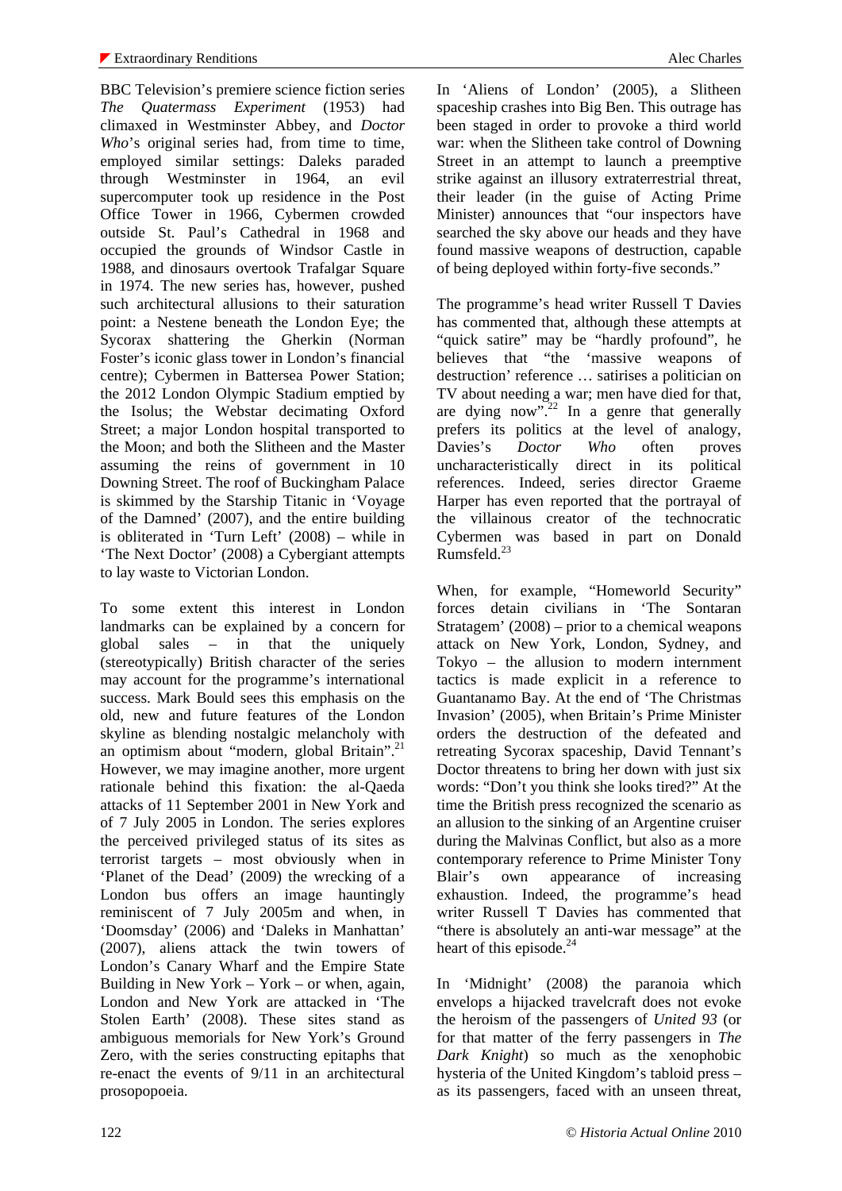BBC Television's premiere science fiction series *The Quatermass Experiment* (1953) had climaxed in Westminster Abbey, and *Doctor Who*'s original series had, from time to time, employed similar settings: Daleks paraded through Westminster in 1964, an evil supercomputer took up residence in the Post Office Tower in 1966, Cybermen crowded outside St. Paul's Cathedral in 1968 and occupied the grounds of Windsor Castle in 1988, and dinosaurs overtook Trafalgar Square in 1974. The new series has, however, pushed such architectural allusions to their saturation point: a Nestene beneath the London Eye; the Sycorax shattering the Gherkin (Norman Foster's iconic glass tower in London's financial centre); Cybermen in Battersea Power Station; the 2012 London Olympic Stadium emptied by the Isolus; the Webstar decimating Oxford Street; a major London hospital transported to the Moon; and both the Slitheen and the Master assuming the reins of government in 10 Downing Street. The roof of Buckingham Palace is skimmed by the Starship Titanic in 'Voyage of the Damned' (2007), and the entire building is obliterated in 'Turn Left' (2008) – while in 'The Next Doctor' (2008) a Cybergiant attempts to lay waste to Victorian London.

To some extent this interest in London landmarks can be explained by a concern for global sales – in that the uniquely (stereotypically) British character of the series may account for the programme's international success. Mark Bould sees this emphasis on the old, new and future features of the London skyline as blending nostalgic melancholy with an optimism about "modern, global Britain".[21] However, we may imagine another, more urgent rationale behind this fixation: the al-Qaeda attacks of 11 September 2001 in New York and of 7 July 2005 in London. The series explores the perceived privileged status of its sites as terrorist targets – most obviously when in 'Planet of the Dead' (2009) the wrecking of a London bus offers an image hauntingly reminiscent of 7 July 2005m and when, in 'Doomsday' (2006) and 'Daleks in Manhattan' (2007), aliens attack the twin towers of London's Canary Wharf and the Empire State Building in New York – York – or when, again, London and New York are attacked in 'The Stolen Earth' (2008). These sites stand as ambiguous memorials for New York's Ground Zero, with the series constructing epitaphs that re-enact the events of 9/11 in an architectural prosopopoeia.

In 'Aliens of London' (2005), a Slitheen spaceship crashes into Big Ben. This outrage has been staged in order to provoke a third world war: when the Slitheen take control of Downing Street in an attempt to launch a preemptive strike against an illusory extraterrestrial threat, their leader (in the guise of Acting Prime Minister) announces that "our inspectors have searched the sky above our heads and they have found massive weapons of destruction, capable of being deployed within forty-five seconds."

The programme's head writer Russell T Davies has commented that, although these attempts at "quick satire" may be "hardly profound", he believes that "the 'massive weapons of destruction' reference … satirises a politician on TV about needing a war; men have died for that, are dying now".[22] In a genre that generally prefers its politics at the level of analogy, Davies's *Doctor Who* often proves uncharacteristically direct in its political references. Indeed, series director Graeme Harper has even reported that the portrayal of the villainous creator of the technocratic Cybermen was based in part on Donald Rumsfeld.[23]

When, for example, "Homeworld Security" forces detain civilians in 'The Sontaran Stratagem' (2008) – prior to a chemical weapons attack on New York, London, Sydney, and Tokyo – the allusion to modern internment tactics is made explicit in a reference to Guantanamo Bay. At the end of 'The Christmas Invasion' (2005), when Britain's Prime Minister orders the destruction of the defeated and retreating Sycorax spaceship, David Tennant's Doctor threatens to bring her down with just six words: "Don't you think she looks tired?" At the time the British press recognized the scenario as an allusion to the sinking of an Argentine cruiser during the Malvinas Conflict, but also as a more contemporary reference to Prime Minister Tony Blair's own appearance of increasing exhaustion. Indeed, the programme's head writer Russell T Davies has commented that "there is absolutely an anti-war message" at the heart of this episode.[24]

In 'Midnight' (2008) the paranoia which envelops a hijacked travelcraft does not evoke the heroism of the passengers of *United 93* (or for that matter of the ferry passengers in *The Dark Knight*) so much as the xenophobic hysteria of the United Kingdom's tabloid press – as its passengers, faced with an unseen threat,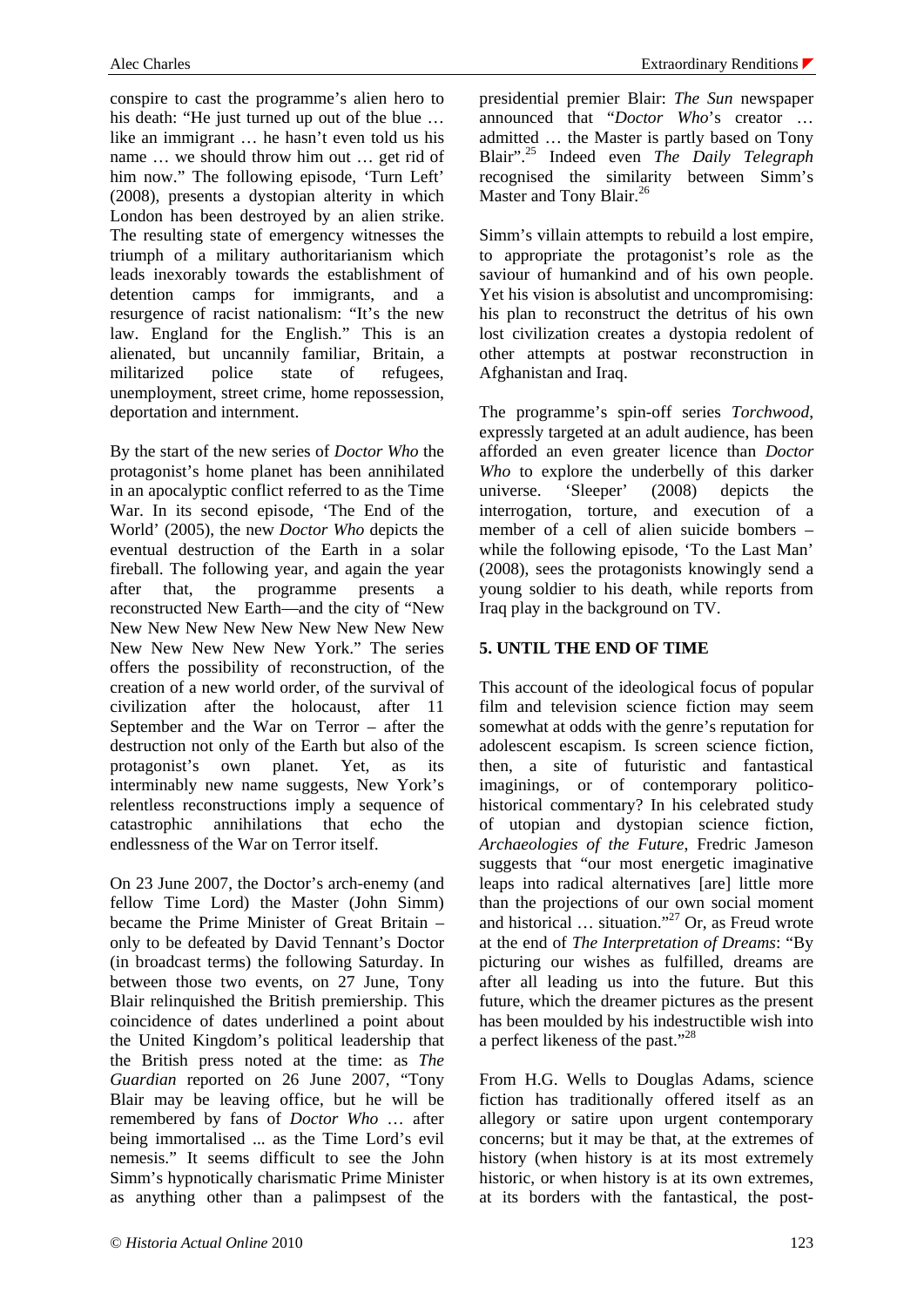conspire to cast the programme's alien hero to his death: "He just turned up out of the blue … like an immigrant … he hasn't even told us his name … we should throw him out … get rid of him now." The following episode, 'Turn Left' (2008), presents a dystopian alterity in which London has been destroyed by an alien strike. The resulting state of emergency witnesses the triumph of a military authoritarianism which leads inexorably towards the establishment of detention camps for immigrants, and a resurgence of racist nationalism: "It's the new law. England for the English." This is an alienated, but uncannily familiar, Britain, a militarized police state of refugees, unemployment, street crime, home repossession, deportation and internment.

By the start of the new series of *Doctor Who* the protagonist's home planet has been annihilated in an apocalyptic conflict referred to as the Time War. In its second episode, 'The End of the World' (2005), the new *Doctor Who* depicts the eventual destruction of the Earth in a solar fireball. The following year, and again the year after that, the programme presents a reconstructed New Earth—and the city of "New New New New New New New New New New New New New New New York." The series offers the possibility of reconstruction, of the creation of a new world order, of the survival of civilization after the holocaust, after 11 September and the War on Terror – after the destruction not only of the Earth but also of the protagonist's own planet. Yet, as its interminably new name suggests, New York's relentless reconstructions imply a sequence of catastrophic annihilations that echo the endlessness of the War on Terror itself.

On 23 June 2007, the Doctor's arch-enemy (and fellow Time Lord) the Master (John Simm) became the Prime Minister of Great Britain – only to be defeated by David Tennant's Doctor (in broadcast terms) the following Saturday. In between those two events, on 27 June, Tony Blair relinquished the British premiership. This coincidence of dates underlined a point about the United Kingdom's political leadership that the British press noted at the time: as *The Guardian* reported on 26 June 2007, "Tony Blair may be leaving office, but he will be remembered by fans of *Doctor Who* … after being immortalised ... as the Time Lord's evil nemesis." It seems difficult to see the John Simm's hypnotically charismatic Prime Minister as anything other than a palimpsest of the presidential premier Blair: *The Sun* newspaper announced that "*Doctor Who*'s creator … admitted … the Master is partly based on Tony Blair".[25] Indeed even *The Daily Telegraph* recognised the similarity between Simm's Master and Tony Blair.[26]

Simm's villain attempts to rebuild a lost empire, to appropriate the protagonist's role as the saviour of humankind and of his own people. Yet his vision is absolutist and uncompromising: his plan to reconstruct the detritus of his own lost civilization creates a dystopia redolent of other attempts at postwar reconstruction in Afghanistan and Iraq.

The programme's spin-off series *Torchwood*, expressly targeted at an adult audience, has been afforded an even greater licence than *Doctor Who* to explore the underbelly of this darker universe. 'Sleeper' (2008) depicts the interrogation, torture, and execution of a member of a cell of alien suicide bombers – while the following episode, 'To the Last Man' (2008), sees the protagonists knowingly send a young soldier to his death, while reports from Iraq play in the background on TV.

## 5. UNTIL THE END OF TIME

This account of the ideological focus of popular film and television science fiction may seem somewhat at odds with the genre's reputation for adolescent escapism. Is screen science fiction, then, a site of futuristic and fantastical imaginings, or of contemporary politico-historical commentary? In his celebrated study of utopian and dystopian science fiction, *Archaeologies of the Future*, Fredric Jameson suggests that "our most energetic imaginative leaps into radical alternatives [are] little more than the projections of our own social moment and historical … situation."[27] Or, as Freud wrote at the end of *The Interpretation of Dreams*: "By picturing our wishes as fulfilled, dreams are after all leading us into the future. But this future, which the dreamer pictures as the present has been moulded by his indestructible wish into a perfect likeness of the past."[28]

From H.G. Wells to Douglas Adams, science fiction has traditionally offered itself as an allegory or satire upon urgent contemporary concerns; but it may be that, at the extremes of history (when history is at its most extremely historic, or when history is at its own extremes, at its borders with the fantastical, the post-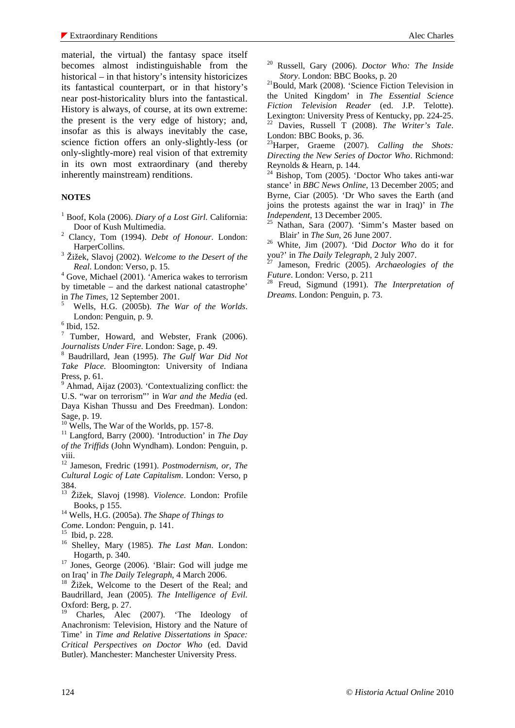material, the virtual) the fantasy space itself becomes almost indistinguishable from the historical – in that history's intensity historicizes its fantastical counterpart, or in that history's near post-historicality blurs into the fantastical. History is always, of course, at its own extreme: the present is the very edge of history; and, insofar as this is always inevitably the case, science fiction offers an only-slightly-less (or only-slightly-more) real vision of that extremity in its own most extraordinary (and thereby inherently mainstream) renditions.

**NOTES**

[1] Boof, Kola (2006). *Diary of a Lost Girl.* California: Door of Kush Multimedia.

[2] Clancy, Tom (1994). *Debt of Honour*. London: HarperCollins.

[3] Žižek, Slavoj (2002). *Welcome to the Desert of the Real.* London: Verso, p. 15.

[4] Gove, Michael (2001). 'America wakes to terrorism by timetable – and the darkest national catastrophe' in *The Times*, 12 September 2001.

[5] Wells, H.G. (2005b). *The War of the Worlds*. London: Penguin, p. 9.

[6] Ibid, 152.

[7] Tumber, Howard, and Webster, Frank (2006). *Journalists Under Fire*. London: Sage, p. 49.

[8] Baudrillard, Jean (1995). *The Gulf War Did Not Take Place*. Bloomington: University of Indiana Press, p. 61.

[9] Ahmad, Aijaz (2003). 'Contextualizing conflict: the U.S. "war on terrorism"' in *War and the Media* (ed. Daya Kishan Thussu and Des Freedman). London: Sage, p. 19.

[10] Wells, The War of the Worlds, pp. 157-8.

[11] Langford, Barry (2000). 'Introduction' in *The Day of the Triffids* (John Wyndham). London: Penguin, p. viii.

[12] Jameson, Fredric (1991). *Postmodernism, or, The Cultural Logic of Late Capitalism*. London: Verso, p 384.

[13] Žižek, Slavoj (1998). *Violence*. London: Profile Books, p 155.

[14] Wells, H.G. (2005a). *The Shape of Things to Come.* London: Penguin, p. 141.

[15] Ibid, p. 228.

[16] Shelley, Mary (1985). *The Last Man*. London: Hogarth, p. 340.

[17] Jones, George (2006). 'Blair: God will judge me on Iraq' in *The Daily Telegraph*, 4 March 2006.

[18] Žižek, Welcome to the Desert of the Real; and Baudrillard, Jean (2005). *The Intelligence of Evil.* Oxford: Berg, p. 27.

[19] Charles, Alec (2007). 'The Ideology of Anachronism: Television, History and the Nature of Time' in *Time and Relative Dissertations in Space: Critical Perspectives on Doctor Who* (ed. David Butler). Manchester: Manchester University Press.

[20] Russell, Gary (2006). *Doctor Who: The Inside Story*. London: BBC Books, p. 20

[21] Bould, Mark (2008). 'Science Fiction Television in the United Kingdom' in *The Essential Science Fiction Television Reader* (ed. J.P. Telotte). Lexington: University Press of Kentucky, pp. 224-25.

[22] Davies, Russell T (2008). *The Writer's Tale*. London: BBC Books, p. 36.

[23] Harper, Graeme (2007). *Calling the Shots: Directing the New Series of Doctor Who*. Richmond: Reynolds & Hearn, p. 144.

[24] Bishop, Tom (2005). 'Doctor Who takes anti-war stance' in *BBC News Online*, 13 December 2005; and Byrne, Ciar (2005). 'Dr Who saves the Earth (and joins the protests against the war in Iraq)' in *The Independent*, 13 December 2005.

[25] Nathan, Sara (2007). 'Simm's Master based on Blair' in *The Sun*, 26 June 2007.

[26] White, Jim (2007). 'Did *Doctor Who* do it for you?' in *The Daily Telegraph*, 2 July 2007.

[27] Jameson, Fredric (2005). *Archaeologies of the Future*. London: Verso, p. 211

[28] Freud, Sigmund (1991). *The Interpretation of Dreams*. London: Penguin, p. 73.